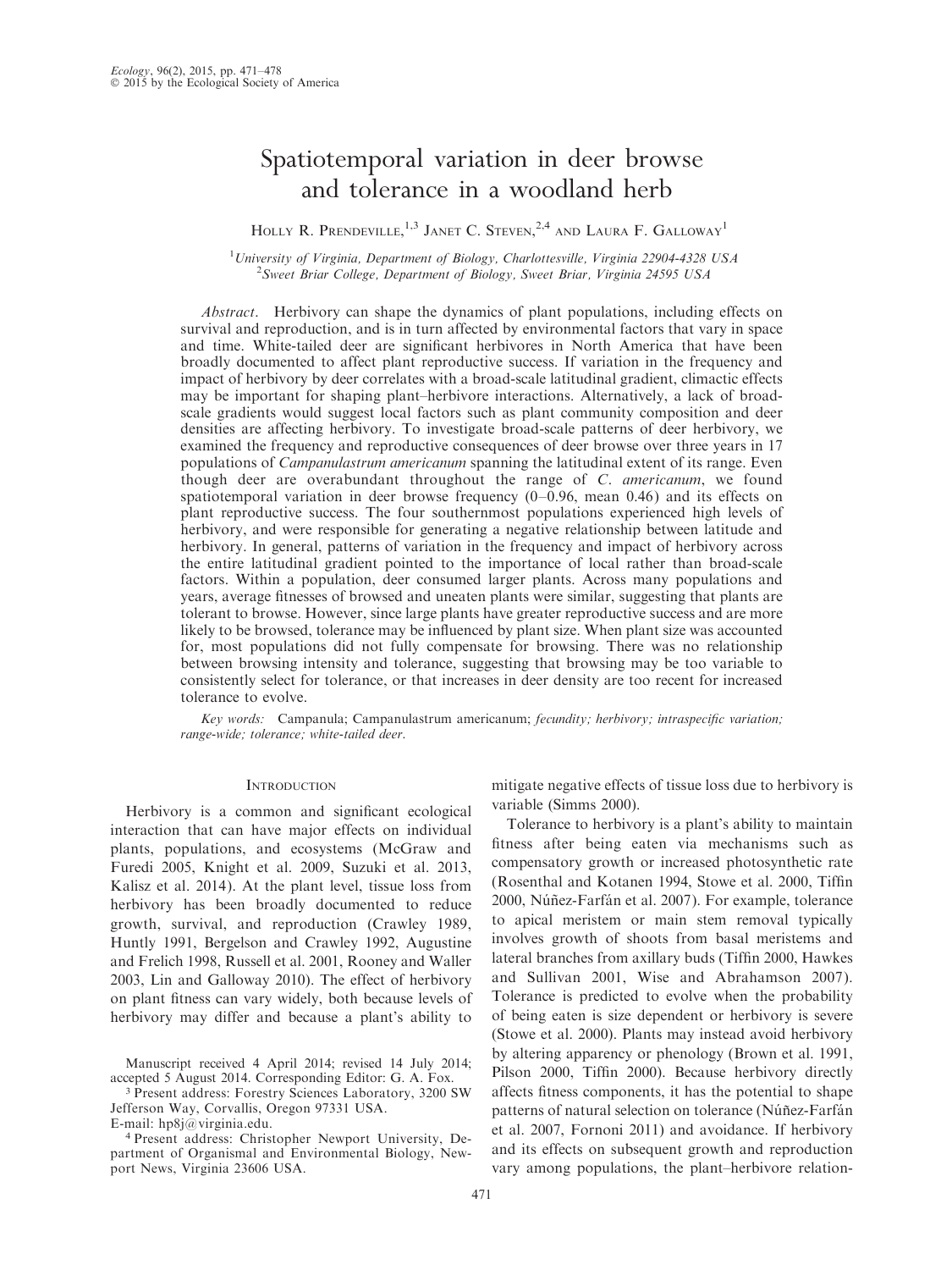# Spatiotemporal variation in deer browse and tolerance in a woodland herb

Holly R. Prendeville,[1,3] Janet C. Steven,[2,4] and Laura F. Galloway[1]

[1]University of Virginia, Department of Biology, Charlottesville, Virginia 22904-4328 USA
[2]Sweet Briar College, Department of Biology, Sweet Briar, Virginia 24595 USA

*Abstract*. Herbivory can shape the dynamics of plant populations, including effects on survival and reproduction, and is in turn affected by environmental factors that vary in space and time. White-tailed deer are significant herbivores in North America that have been broadly documented to affect plant reproductive success. If variation in the frequency and impact of herbivory by deer correlates with a broad-scale latitudinal gradient, climactic effects may be important for shaping plant–herbivore interactions. Alternatively, a lack of broad-scale gradients would suggest local factors such as plant community composition and deer densities are affecting herbivory. To investigate broad-scale patterns of deer herbivory, we examined the frequency and reproductive consequences of deer browse over three years in 17 populations of *Campanulastrum americanum* spanning the latitudinal extent of its range. Even though deer are overabundant throughout the range of *C. americanum*, we found spatiotemporal variation in deer browse frequency (0–0.96, mean 0.46) and its effects on plant reproductive success. The four southernmost populations experienced high levels of herbivory, and were responsible for generating a negative relationship between latitude and herbivory. In general, patterns of variation in the frequency and impact of herbivory across the entire latitudinal gradient pointed to the importance of local rather than broad-scale factors. Within a population, deer consumed larger plants. Across many populations and years, average fitnesses of browsed and uneaten plants were similar, suggesting that plants are tolerant to browse. However, since large plants have greater reproductive success and are more likely to be browsed, tolerance may be influenced by plant size. When plant size was accounted for, most populations did not fully compensate for browsing. There was no relationship between browsing intensity and tolerance, suggesting that browsing may be too variable to consistently select for tolerance, or that increases in deer density are too recent for increased tolerance to evolve.

*Key words:* Campanula; Campanulastrum americanum; *fecundity; herbivory; intraspecific variation; range-wide; tolerance; white-tailed deer.*

## Introduction

Herbivory is a common and significant ecological interaction that can have major effects on individual plants, populations, and ecosystems (McGraw and Furedi 2005, Knight et al. 2009, Suzuki et al. 2013, Kalisz et al. 2014). At the plant level, tissue loss from herbivory has been broadly documented to reduce growth, survival, and reproduction (Crawley 1989, Huntly 1991, Bergelson and Crawley 1992, Augustine and Frelich 1998, Russell et al. 2001, Rooney and Waller 2003, Lin and Galloway 2010). The effect of herbivory on plant fitness can vary widely, both because levels of herbivory may differ and because a plant's ability to mitigate negative effects of tissue loss due to herbivory is variable (Simms 2000).

Tolerance to herbivory is a plant's ability to maintain fitness after being eaten via mechanisms such as compensatory growth or increased photosynthetic rate (Rosenthal and Kotanen 1994, Stowe et al. 2000, Tiffin 2000, Núñez-Farfán et al. 2007). For example, tolerance to apical meristem or main stem removal typically involves growth of shoots from basal meristems and lateral branches from axillary buds (Tiffin 2000, Hawkes and Sullivan 2001, Wise and Abrahamson 2007). Tolerance is predicted to evolve when the probability of being eaten is size dependent or herbivory is severe (Stowe et al. 2000). Plants may instead avoid herbivory by altering apparency or phenology (Brown et al. 1991, Pilson 2000, Tiffin 2000). Because herbivory directly affects fitness components, it has the potential to shape patterns of natural selection on tolerance (Núñez-Farfán et al. 2007, Fornoni 2011) and avoidance. If herbivory and its effects on subsequent growth and reproduction vary among populations, the plant–herbivore relation-

Manuscript received 4 April 2014; revised 14 July 2014; accepted 5 August 2014. Corresponding Editor: G. A. Fox.

[3] Present address: Forestry Sciences Laboratory, 3200 SW Jefferson Way, Corvallis, Oregon 97331 USA. E-mail: hp8j@virginia.edu.

[4] Present address: Christopher Newport University, Department of Organismal and Environmental Biology, Newport News, Virginia 23606 USA.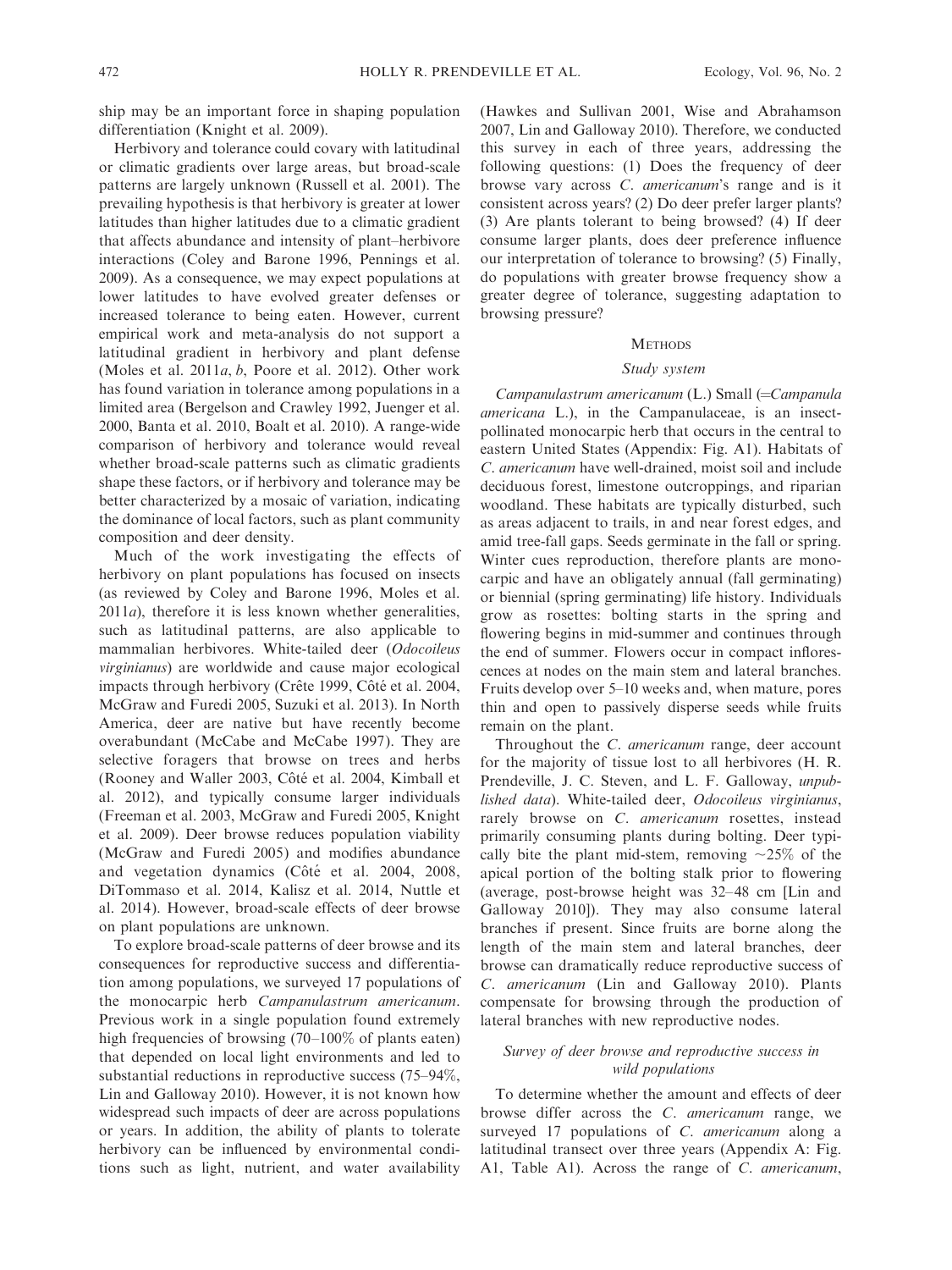ship may be an important force in shaping population differentiation (Knight et al. 2009).

Herbivory and tolerance could covary with latitudinal or climatic gradients over large areas, but broad-scale patterns are largely unknown (Russell et al. 2001). The prevailing hypothesis is that herbivory is greater at lower latitudes than higher latitudes due to a climatic gradient that affects abundance and intensity of plant–herbivore interactions (Coley and Barone 1996, Pennings et al. 2009). As a consequence, we may expect populations at lower latitudes to have evolved greater defenses or increased tolerance to being eaten. However, current empirical work and meta-analysis do not support a latitudinal gradient in herbivory and plant defense (Moles et al. 2011*a*, *b*, Poore et al. 2012). Other work has found variation in tolerance among populations in a limited area (Bergelson and Crawley 1992, Juenger et al. 2000, Banta et al. 2010, Boalt et al. 2010). A range-wide comparison of herbivory and tolerance would reveal whether broad-scale patterns such as climatic gradients shape these factors, or if herbivory and tolerance may be better characterized by a mosaic of variation, indicating the dominance of local factors, such as plant community composition and deer density.

Much of the work investigating the effects of herbivory on plant populations has focused on insects (as reviewed by Coley and Barone 1996, Moles et al. 2011*a*), therefore it is less known whether generalities, such as latitudinal patterns, are also applicable to mammalian herbivores. White-tailed deer (*Odocoileus virginianus*) are worldwide and cause major ecological impacts through herbivory (Crête 1999, Côté et al. 2004, McGraw and Furedi 2005, Suzuki et al. 2013). In North America, deer are native but have recently become overabundant (McCabe and McCabe 1997). They are selective foragers that browse on trees and herbs (Rooney and Waller 2003, Côté et al. 2004, Kimball et al. 2012), and typically consume larger individuals (Freeman et al. 2003, McGraw and Furedi 2005, Knight et al. 2009). Deer browse reduces population viability (McGraw and Furedi 2005) and modifies abundance and vegetation dynamics (Côté et al. 2004, 2008, DiTommaso et al. 2014, Kalisz et al. 2014, Nuttle et al. 2014). However, broad-scale effects of deer browse on plant populations are unknown.

To explore broad-scale patterns of deer browse and its consequences for reproductive success and differentiation among populations, we surveyed 17 populations of the monocarpic herb *Campanulastrum americanum*. Previous work in a single population found extremely high frequencies of browsing (70–100% of plants eaten) that depended on local light environments and led to substantial reductions in reproductive success (75–94%, Lin and Galloway 2010). However, it is not known how widespread such impacts of deer are across populations or years. In addition, the ability of plants to tolerate herbivory can be influenced by environmental conditions such as light, nutrient, and water availability (Hawkes and Sullivan 2001, Wise and Abrahamson 2007, Lin and Galloway 2010). Therefore, we conducted this survey in each of three years, addressing the following questions: (1) Does the frequency of deer browse vary across *C. americanum*'s range and is it consistent across years? (2) Do deer prefer larger plants? (3) Are plants tolerant to being browsed? (4) If deer consume larger plants, does deer preference influence our interpretation of tolerance to browsing? (5) Finally, do populations with greater browse frequency show a greater degree of tolerance, suggesting adaptation to browsing pressure?

## METHODS

### Study system

*Campanulastrum americanum* (L.) Small (=*Campanula americana* L.), in the Campanulaceae, is an insect-pollinated monocarpic herb that occurs in the central to eastern United States (Appendix: Fig. A1). Habitats of *C. americanum* have well-drained, moist soil and include deciduous forest, limestone outcroppings, and riparian woodland. These habitats are typically disturbed, such as areas adjacent to trails, in and near forest edges, and amid tree-fall gaps. Seeds germinate in the fall or spring. Winter cues reproduction, therefore plants are monocarpic and have an obligately annual (fall germinating) or biennial (spring germinating) life history. Individuals grow as rosettes: bolting starts in the spring and flowering begins in mid-summer and continues through the end of summer. Flowers occur in compact inflorescences at nodes on the main stem and lateral branches. Fruits develop over 5–10 weeks and, when mature, pores thin and open to passively disperse seeds while fruits remain on the plant.

Throughout the *C. americanum* range, deer account for the majority of tissue lost to all herbivores (H. R. Prendeville, J. C. Steven, and L. F. Galloway, *unpublished data*). White-tailed deer, *Odocoileus virginianus*, rarely browse on *C. americanum* rosettes, instead primarily consuming plants during bolting. Deer typically bite the plant mid-stem, removing ~25% of the apical portion of the bolting stalk prior to flowering (average, post-browse height was 32–48 cm [Lin and Galloway 2010]). They may also consume lateral branches if present. Since fruits are borne along the length of the main stem and lateral branches, deer browse can dramatically reduce reproductive success of *C. americanum* (Lin and Galloway 2010). Plants compensate for browsing through the production of lateral branches with new reproductive nodes.

### Survey of deer browse and reproductive success in wild populations

To determine whether the amount and effects of deer browse differ across the *C. americanum* range, we surveyed 17 populations of *C. americanum* along a latitudinal transect over three years (Appendix A: Fig. A1, Table A1). Across the range of *C. americanum*,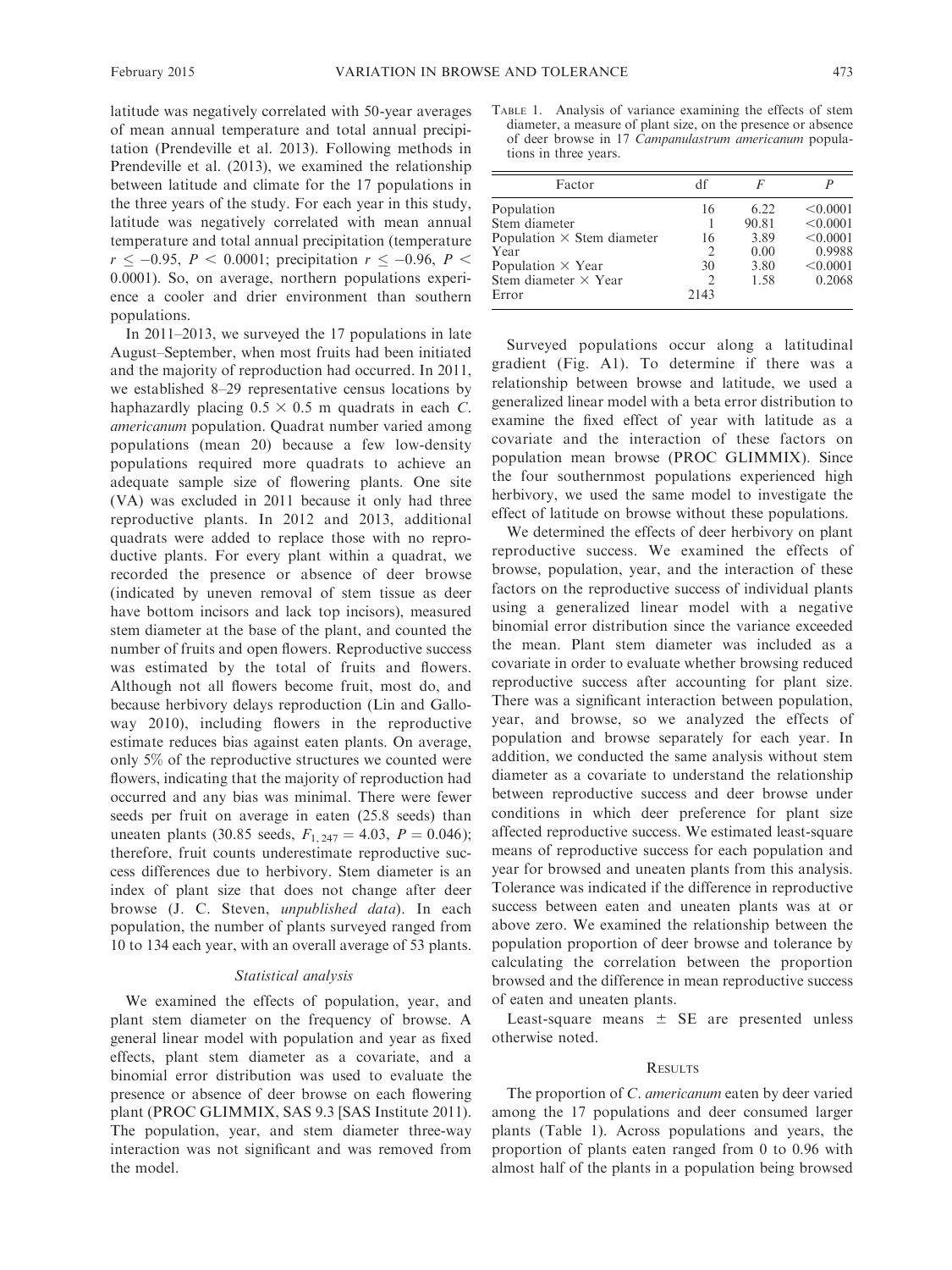latitude was negatively correlated with 50-year averages of mean annual temperature and total annual precipitation (Prendeville et al. 2013). Following methods in Prendeville et al. (2013), we examined the relationship between latitude and climate for the 17 populations in the three years of the study. For each year in this study, latitude was negatively correlated with mean annual temperature and total annual precipitation (temperature $r \leq -0.95$, $P < 0.0001$; precipitation $r \leq -0.96$, $P < 0.0001$). So, on average, northern populations experience a cooler and drier environment than southern populations.

In 2011–2013, we surveyed the 17 populations in late August–September, when most fruits had been initiated and the majority of reproduction had occurred. In 2011, we established 8–29 representative census locations by haphazardly placing $0.5 \times 0.5$ m quadrats in each *C. americanum* population. Quadrat number varied among populations (mean 20) because a few low-density populations required more quadrats to achieve an adequate sample size of flowering plants. One site (VA) was excluded in 2011 because it only had three reproductive plants. In 2012 and 2013, additional quadrats were added to replace those with no reproductive plants. For every plant within a quadrat, we recorded the presence or absence of deer browse (indicated by uneven removal of stem tissue as deer have bottom incisors and lack top incisors), measured stem diameter at the base of the plant, and counted the number of fruits and open flowers. Reproductive success was estimated by the total of fruits and flowers. Although not all flowers become fruit, most do, and because herbivory delays reproduction (Lin and Galloway 2010), including flowers in the reproductive estimate reduces bias against eaten plants. On average, only 5% of the reproductive structures we counted were flowers, indicating that the majority of reproduction had occurred and any bias was minimal. There were fewer seeds per fruit on average in eaten (25.8 seeds) than uneaten plants (30.85 seeds, $F_{1,247} = 4.03$, $P = 0.046$); therefore, fruit counts underestimate reproductive success differences due to herbivory. Stem diameter is an index of plant size that does not change after deer browse (J. C. Steven, *unpublished data*). In each population, the number of plants surveyed ranged from 10 to 134 each year, with an overall average of 53 plants.

### Statistical analysis

We examined the effects of population, year, and plant stem diameter on the frequency of browse. A general linear model with population and year as fixed effects, plant stem diameter as a covariate, and a binomial error distribution was used to evaluate the presence or absence of deer browse on each flowering plant (PROC GLIMMIX, SAS 9.3 [SAS Institute 2011). The population, year, and stem diameter three-way interaction was not significant and was removed from the model.

TABLE 1. Analysis of variance examining the effects of stem diameter, a measure of plant size, on the presence or absence of deer browse in 17 *Campanulastrum americanum* populations in three years.

| Factor | df | $F$ | $P$ |
|---|---|---|---|
| Population | 16 | 6.22 | <0.0001 |
| Stem diameter | 1 | 90.81 | <0.0001 |
| Population × Stem diameter | 16 | 3.89 | <0.0001 |
| Year | 2 | 0.00 | 0.9988 |
| Population × Year | 30 | 3.80 | <0.0001 |
| Stem diameter × Year | 2 | 1.58 | 0.2068 |
| Error | 2143 | | |

Surveyed populations occur along a latitudinal gradient (Fig. A1). To determine if there was a relationship between browse and latitude, we used a generalized linear model with a beta error distribution to examine the fixed effect of year with latitude as a covariate and the interaction of these factors on population mean browse (PROC GLIMMIX). Since the four southernmost populations experienced high herbivory, we used the same model to investigate the effect of latitude on browse without these populations.

We determined the effects of deer herbivory on plant reproductive success. We examined the effects of browse, population, year, and the interaction of these factors on the reproductive success of individual plants using a generalized linear model with a negative binomial error distribution since the variance exceeded the mean. Plant stem diameter was included as a covariate in order to evaluate whether browsing reduced reproductive success after accounting for plant size. There was a significant interaction between population, year, and browse, so we analyzed the effects of population and browse separately for each year. In addition, we conducted the same analysis without stem diameter as a covariate to understand the relationship between reproductive success and deer browse under conditions in which deer preference for plant size affected reproductive success. We estimated least-square means of reproductive success for each population and year for browsed and uneaten plants from this analysis. Tolerance was indicated if the difference in reproductive success between eaten and uneaten plants was at or above zero. We examined the relationship between the population proportion of deer browse and tolerance by calculating the correlation between the proportion browsed and the difference in mean reproductive success of eaten and uneaten plants.

Least-square means ± SE are presented unless otherwise noted.

## RESULTS

The proportion of *C. americanum* eaten by deer varied among the 17 populations and deer consumed larger plants (Table 1). Across populations and years, the proportion of plants eaten ranged from 0 to 0.96 with almost half of the plants in a population being browsed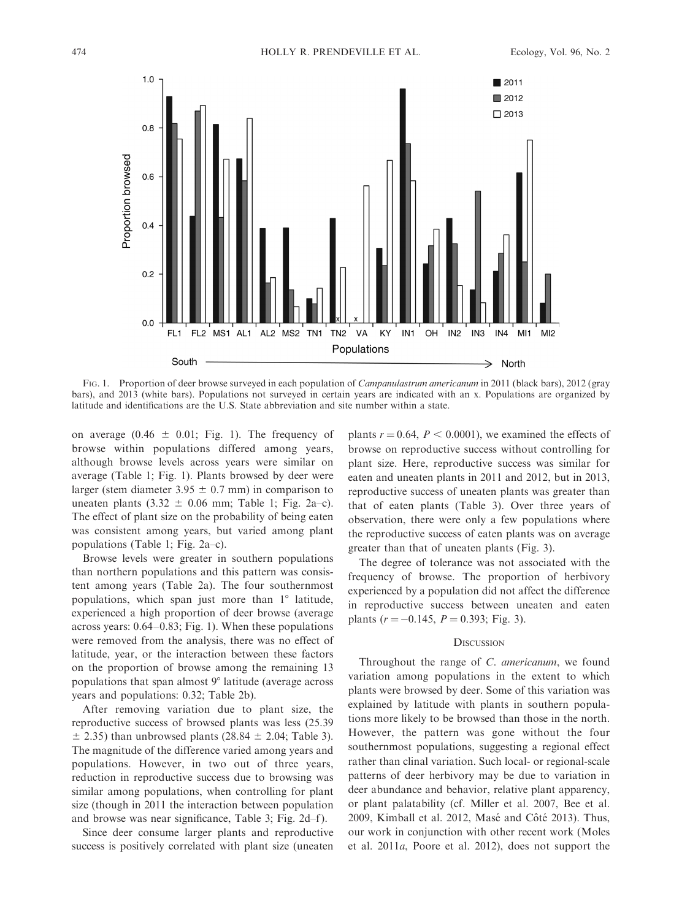Fig. 1. Proportion of deer browse surveyed in each population of *Campanulastrum americanum* in 2011 (black bars), 2012 (gray bars), and 2013 (white bars). Populations not surveyed in certain years are indicated with an x. Populations are organized by latitude and identifications are the U.S. State abbreviation and site number within a state.

on average (0.46 ± 0.01; Fig. 1). The frequency of browse within populations differed among years, although browse levels across years were similar on average (Table 1; Fig. 1). Plants browsed by deer were larger (stem diameter 3.95 ± 0.7 mm) in comparison to uneaten plants (3.32 ± 0.06 mm; Table 1; Fig. 2a–c). The effect of plant size on the probability of being eaten was consistent among years, but varied among plant populations (Table 1; Fig. 2a–c).

Browse levels were greater in southern populations than northern populations and this pattern was consistent among years (Table 2a). The four southernmost populations, which span just more than 1° latitude, experienced a high proportion of deer browse (average across years: 0.64–0.83; Fig. 1). When these populations were removed from the analysis, there was no effect of latitude, year, or the interaction between these factors on the proportion of browse among the remaining 13 populations that span almost 9° latitude (average across years and populations: 0.32; Table 2b).

After removing variation due to plant size, the reproductive success of browsed plants was less (25.39 ± 2.35) than unbrowsed plants (28.84 ± 2.04; Table 3). The magnitude of the difference varied among years and populations. However, in two out of three years, reduction in reproductive success due to browsing was similar among populations, when controlling for plant size (though in 2011 the interaction between population and browse was near significance, Table 3; Fig. 2d–f).

Since deer consume larger plants and reproductive success is positively correlated with plant size (uneaten plants $r = 0.64$, $P < 0.0001$), we examined the effects of browse on reproductive success without controlling for plant size. Here, reproductive success was similar for eaten and uneaten plants in 2011 and 2012, but in 2013, reproductive success of uneaten plants was greater than that of eaten plants (Table 3). Over three years of observation, there were only a few populations where the reproductive success of eaten plants was on average greater than that of uneaten plants (Fig. 3).

The degree of tolerance was not associated with the frequency of browse. The proportion of herbivory experienced by a population did not affect the difference in reproductive success between uneaten and eaten plants ($r = -0.145$, $P = 0.393$; Fig. 3).

## Discussion

Throughout the range of *C. americanum*, we found variation among populations in the extent to which plants were browsed by deer. Some of this variation was explained by latitude with plants in southern populations more likely to be browsed than those in the north. However, the pattern was gone without the four southernmost populations, suggesting a regional effect rather than clinal variation. Such local- or regional-scale patterns of deer herbivory may be due to variation in deer abundance and behavior, relative plant apparency, or plant palatability (cf. Miller et al. 2007, Bee et al. 2009, Kimball et al. 2012, Masé and Côté 2013). Thus, our work in conjunction with other recent work (Moles et al. 2011*a*, Poore et al. 2012), does not support the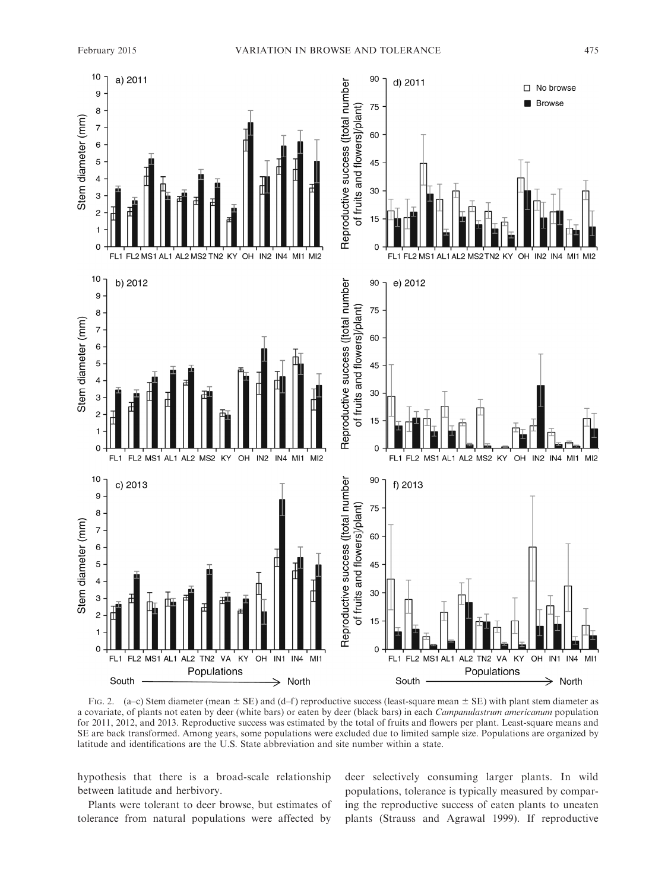FIG. 2. (a–c) Stem diameter (mean ± SE) and (d–f) reproductive success (least-square mean ± SE) with plant stem diameter as a covariate, of plants not eaten by deer (white bars) or eaten by deer (black bars) in each *Campanulastrum americanum* population for 2011, 2012, and 2013. Reproductive success was estimated by the total of fruits and flowers per plant. Least-square means and SE are back transformed. Among years, some populations were excluded due to limited sample size. Populations are organized by latitude and identifications are the U.S. State abbreviation and site number within a state.

hypothesis that there is a broad-scale relationship between latitude and herbivory.

Plants were tolerant to deer browse, but estimates of tolerance from natural populations were affected by deer selectively consuming larger plants. In wild populations, tolerance is typically measured by comparing the reproductive success of eaten plants to uneaten plants (Strauss and Agrawal 1999). If reproductive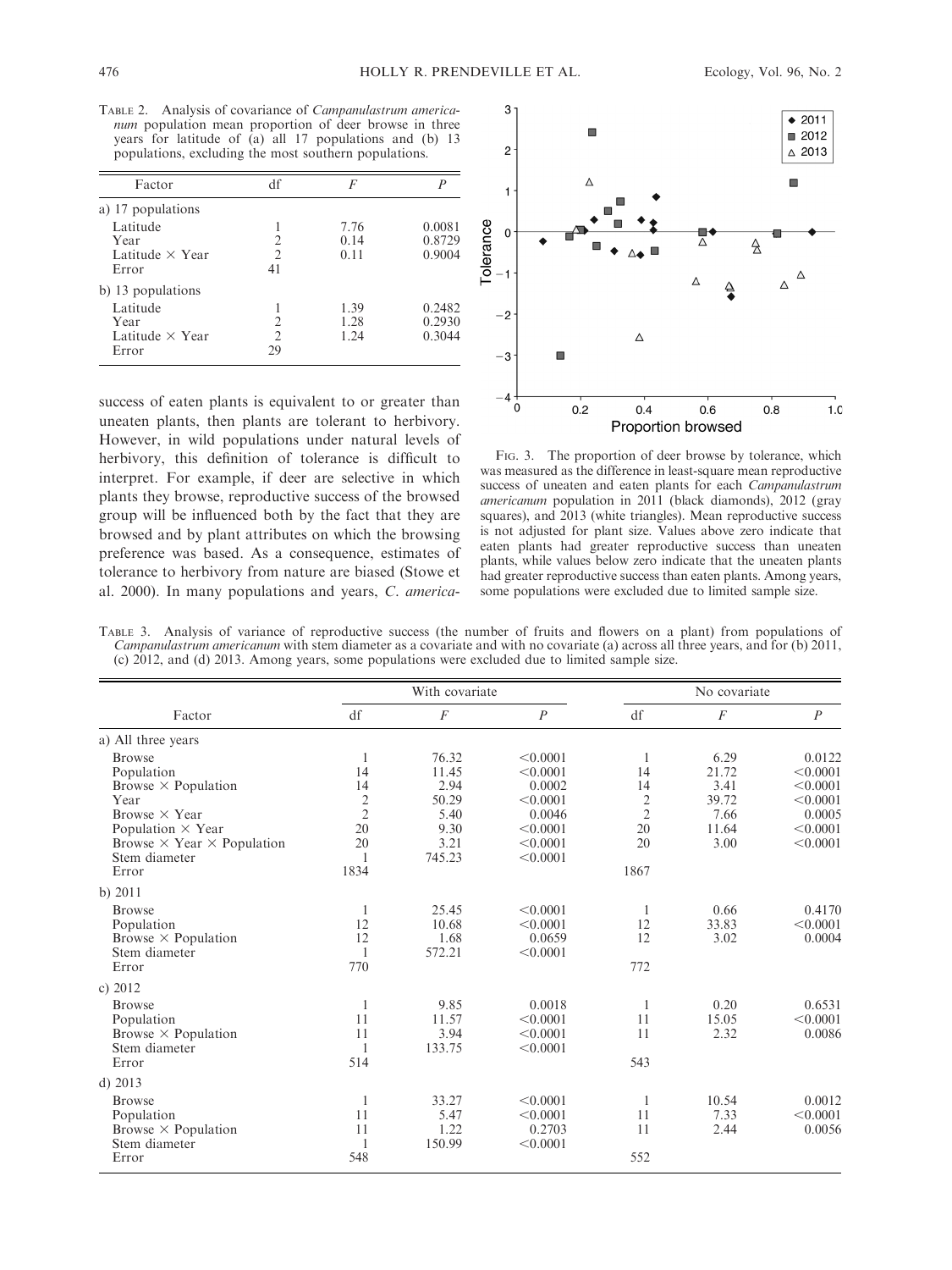TABLE 2. Analysis of covariance of *Campanulastrum americanum* population mean proportion of deer browse in three years for latitude of (a) all 17 populations and (b) 13 populations, excluding the most southern populations.

| Factor | df | *F* | *P* |
|---|---|---|---|
| a) 17 populations | | | |
| Latitude | 1 | 7.76 | 0.0081 |
| Year | 2 | 0.14 | 0.8729 |
| Latitude × Year | 2 | 0.11 | 0.9004 |
| Error | 41 | | |
| b) 13 populations | | | |
| Latitude | 1 | 1.39 | 0.2482 |
| Year | 2 | 1.28 | 0.2930 |
| Latitude × Year | 2 | 1.24 | 0.3044 |
| Error | 29 | | |

success of eaten plants is equivalent to or greater than uneaten plants, then plants are tolerant to herbivory. However, in wild populations under natural levels of herbivory, this definition of tolerance is difficult to interpret. For example, if deer are selective in which plants they browse, reproductive success of the browsed group will be influenced both by the fact that they are browsed and by plant attributes on which the browsing preference was based. As a consequence, estimates of tolerance to herbivory from nature are biased (Stowe et al. 2000). In many populations and years, *C. america-*

FIG. 3. The proportion of deer browse by tolerance, which was measured as the difference in least-square mean reproductive success of uneaten and eaten plants for each *Campanulastrum americanum* population in 2011 (black diamonds), 2012 (gray squares), and 2013 (white triangles). Mean reproductive success is not adjusted for plant size. Values above zero indicate that eaten plants had greater reproductive success than uneaten plants, while values below zero indicate that the uneaten plants had greater reproductive success than eaten plants. Among years, some populations were excluded due to limited sample size.

TABLE 3. Analysis of variance of reproductive success (the number of fruits and flowers on a plant) from populations of *Campanulastrum americanum* with stem diameter as a covariate and with no covariate (a) across all three years, and for (b) 2011, (c) 2012, and (d) 2013. Among years, some populations were excluded due to limited sample size.

| | With covariate | | | No covariate | | |
|---|---|---|---|---|---|---|
| Factor | df | *F* | *P* | df | *F* | *P* |
| a) All three years | | | | | | |
| Browse | 1 | 76.32 | <0.0001 | 1 | 6.29 | 0.0122 |
| Population | 14 | 11.45 | <0.0001 | 14 | 21.72 | <0.0001 |
| Browse × Population | 14 | 2.94 | 0.0002 | 14 | 3.41 | <0.0001 |
| Year | 2 | 50.29 | <0.0001 | 2 | 39.72 | <0.0001 |
| Browse × Year | 2 | 5.40 | 0.0046 | 2 | 7.66 | 0.0005 |
| Population × Year | 20 | 9.30 | <0.0001 | 20 | 11.64 | <0.0001 |
| Browse × Year × Population | 20 | 3.21 | <0.0001 | 20 | 3.00 | <0.0001 |
| Stem diameter | 1 | 745.23 | <0.0001 | | | |
| Error | 1834 | | | 1867 | | |
| b) 2011 | | | | | | |
| Browse | 1 | 25.45 | <0.0001 | 1 | 0.66 | 0.4170 |
| Population | 12 | 10.68 | <0.0001 | 12 | 33.83 | <0.0001 |
| Browse × Population | 12 | 1.68 | 0.0659 | 12 | 3.02 | 0.0004 |
| Stem diameter | 1 | 572.21 | <0.0001 | | | |
| Error | 770 | | | 772 | | |
| c) 2012 | | | | | | |
| Browse | 1 | 9.85 | 0.0018 | 1 | 0.20 | 0.6531 |
| Population | 11 | 11.57 | <0.0001 | 11 | 15.05 | <0.0001 |
| Browse × Population | 11 | 3.94 | <0.0001 | 11 | 2.32 | 0.0086 |
| Stem diameter | 1 | 133.75 | <0.0001 | | | |
| Error | 514 | | | 543 | | |
| d) 2013 | | | | | | |
| Browse | 1 | 33.27 | <0.0001 | 1 | 10.54 | 0.0012 |
| Population | 11 | 5.47 | <0.0001 | 11 | 7.33 | <0.0001 |
| Browse × Population | 11 | 1.22 | 0.2703 | 11 | 2.44 | 0.0056 |
| Stem diameter | 1 | 150.99 | <0.0001 | | | |
| Error | 548 | | | 552 | | |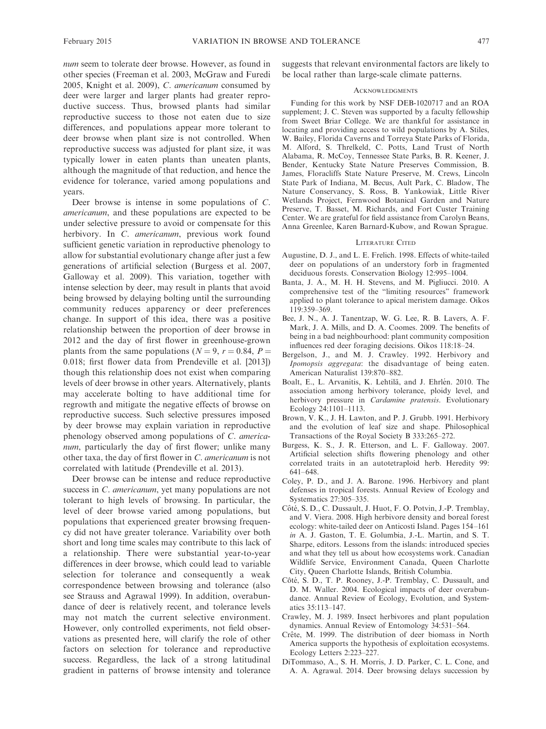*num* seem to tolerate deer browse. However, as found in other species (Freeman et al. 2003, McGraw and Furedi 2005, Knight et al. 2009), *C. americanum* consumed by deer were larger and larger plants had greater reproductive success. Thus, browsed plants had similar reproductive success to those not eaten due to size differences, and populations appear more tolerant to deer browse when plant size is not controlled. When reproductive success was adjusted for plant size, it was typically lower in eaten plants than uneaten plants, although the magnitude of that reduction, and hence the evidence for tolerance, varied among populations and years.

Deer browse is intense in some populations of *C. americanum*, and these populations are expected to be under selective pressure to avoid or compensate for this herbivory. In *C. americanum*, previous work found sufficient genetic variation in reproductive phenology to allow for substantial evolutionary change after just a few generations of artificial selection (Burgess et al. 2007, Galloway et al. 2009). This variation, together with intense selection by deer, may result in plants that avoid being browsed by delaying bolting until the surrounding community reduces apparency or deer preferences change. In support of this idea, there was a positive relationship between the proportion of deer browse in 2012 and the day of first flower in greenhouse-grown plants from the same populations ($N = 9$, $r = 0.84$, $P = 0.018$; first flower data from Prendeville et al. [2013]) though this relationship does not exist when comparing levels of deer browse in other years. Alternatively, plants may accelerate bolting to have additional time for regrowth and mitigate the negative effects of browse on reproductive success. Such selective pressures imposed by deer browse may explain variation in reproductive phenology observed among populations of *C. americanum*, particularly the day of first flower; unlike many other taxa, the day of first flower in *C. americanum* is not correlated with latitude (Prendeville et al. 2013).

Deer browse can be intense and reduce reproductive success in *C. americanum*, yet many populations are not tolerant to high levels of browsing. In particular, the level of deer browse varied among populations, but populations that experienced greater browsing frequency did not have greater tolerance. Variability over both short and long time scales may contribute to this lack of a relationship. There were substantial year-to-year differences in deer browse, which could lead to variable selection for tolerance and consequently a weak correspondence between browsing and tolerance (also see Strauss and Agrawal 1999). In addition, overabundance of deer is relatively recent, and tolerance levels may not match the current selective environment. However, only controlled experiments, not field observations as presented here, will clarify the role of other factors on selection for tolerance and reproductive success. Regardless, the lack of a strong latitudinal gradient in patterns of browse intensity and tolerance suggests that relevant environmental factors are likely to be local rather than large-scale climate patterns.

## Acknowledgments

Funding for this work by NSF DEB-1020717 and an ROA supplement; J. C. Steven was supported by a faculty fellowship from Sweet Briar College. We are thankful for assistance in locating and providing access to wild populations by A. Stiles, W. Bailey, Florida Caverns and Torreya State Parks of Florida, M. Alford, S. Threlkeld, C. Potts, Land Trust of North Alabama, R. McCoy, Tennessee State Parks, B. R. Keener, J. Bender, Kentucky State Nature Preserves Commission, B. James, Floracliffs State Nature Preserve, M. Crews, Lincoln State Park of Indiana, M. Becus, Ault Park, C. Bladow, The Nature Conservancy, S. Ross, B. Yankowiak, Little River Wetlands Project, Fernwood Botanical Garden and Nature Preserve, T. Basset, M. Richards, and Fort Custer Training Center. We are grateful for field assistance from Carolyn Beans, Anna Greenlee, Karen Barnard-Kubow, and Rowan Sprague.

## Literature Cited

Augustine, D. J., and L. E. Frelich. 1998. Effects of white-tailed deer on populations of an understory forb in fragmented deciduous forests. Conservation Biology 12:995–1004.

Banta, J. A., M. H. H. Stevens, and M. Pigliucci. 2010. A comprehensive test of the "limiting resources" framework applied to plant tolerance to apical meristem damage. Oikos 119:359–369.

Bee, J. N., A. J. Tanentzap, W. G. Lee, R. B. Lavers, A. F. Mark, J. A. Mills, and D. A. Coomes. 2009. The benefits of being in a bad neighbourhood: plant community composition influences red deer foraging decisions. Oikos 118:18–24.

Bergelson, J., and M. J. Crawley. 1992. Herbivory and *Ipomopsis aggregata*: the disadvantage of being eaten. American Naturalist 139:870–882.

Boalt, E., L. Arvanitis, K. Lehtilä, and J. Ehrlén. 2010. The association among herbivory tolerance, ploidy level, and herbivory pressure in *Cardamine pratensis*. Evolutionary Ecology 24:1101–1113.

Brown, V. K., J. H. Lawton, and P. J. Grubb. 1991. Herbivory and the evolution of leaf size and shape. Philosophical Transactions of the Royal Society B 333:265–272.

Burgess, K. S., J. R. Etterson, and L. F. Galloway. 2007. Artificial selection shifts flowering phenology and other correlated traits in an autotetraploid herb. Heredity 99: 641–648.

Coley, P. D., and J. A. Barone. 1996. Herbivory and plant defenses in tropical forests. Annual Review of Ecology and Systematics 27:305–335.

Côté, S. D., C. Dussault, J. Huot, F. O. Potvin, J.-P. Tremblay, and V. Viera. 2008. High herbivore density and boreal forest ecology: white-tailed deer on Anticosti Island. Pages 154–161 *in* A. J. Gaston, T. E. Golumbia, J.-L. Martin, and S. T. Sharpe, editors. Lessons from the islands: introduced species and what they tell us about how ecosystems work. Canadian Wildlife Service, Environment Canada, Queen Charlotte City, Queen Charlotte Islands, British Columbia.

Côté, S. D., T. P. Rooney, J.-P. Tremblay, C. Dussault, and D. M. Waller. 2004. Ecological impacts of deer overabundance. Annual Review of Ecology, Evolution, and Systematics 35:113–147.

Crawley, M. J. 1989. Insect herbivores and plant population dynamics. Annual Review of Entomology 34:531–564.

Crête, M. 1999. The distribution of deer biomass in North America supports the hypothesis of exploitation ecosystems. Ecology Letters 2:223–227.

DiTommaso, A., S. H. Morris, J. D. Parker, C. L. Cone, and A. A. Agrawal. 2014. Deer browsing delays succession by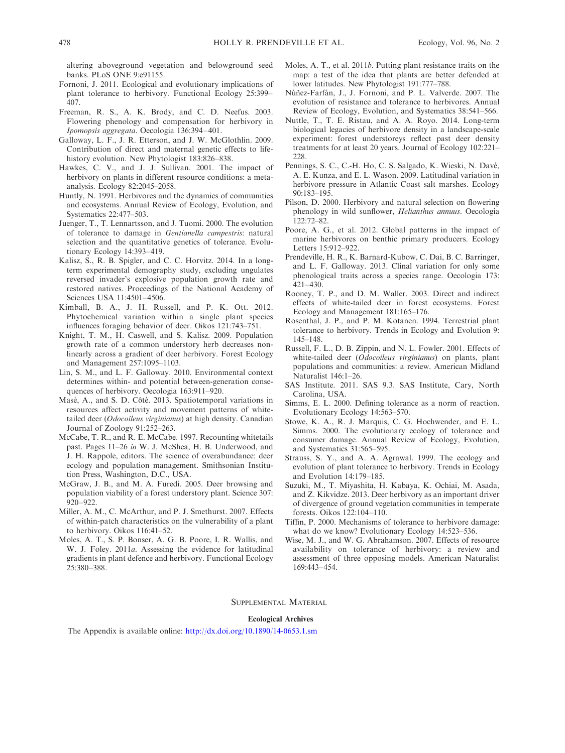altering aboveground vegetation and belowground seed banks. PLoS ONE 9:e91155.

Fornoni, J. 2011. Ecological and evolutionary implications of plant tolerance to herbivory. Functional Ecology 25:399–407.

Freeman, R. S., A. K. Brody, and C. D. Neefus. 2003. Flowering phenology and compensation for herbivory in *Ipomopsis aggregata*. Oecologia 136:394–401.

Galloway, L. F., J. R. Etterson, and J. W. McGlothlin. 2009. Contribution of direct and maternal genetic effects to life-history evolution. New Phytologist 183:826–838.

Hawkes, C. V., and J. J. Sullivan. 2001. The impact of herbivory on plants in different resource conditions: a meta-analysis. Ecology 82:2045–2058.

Huntly, N. 1991. Herbivores and the dynamics of communities and ecosystems. Annual Review of Ecology, Evolution, and Systematics 22:477–503.

Juenger, T., T. Lennartsson, and J. Tuomi. 2000. The evolution of tolerance to damage in *Gentianella campestris*: natural selection and the quantitative genetics of tolerance. Evolutionary Ecology 14:393–419.

Kalisz, S., R. B. Spigler, and C. C. Horvitz. 2014. In a long-term experimental demography study, excluding ungulates reversed invader's explosive population growth rate and restored natives. Proceedings of the National Academy of Sciences USA 11:4501–4506.

Kimball, B. A., J. H. Russell, and P. K. Ott. 2012. Phytochemical variation within a single plant species influences foraging behavior of deer. Oikos 121:743–751.

Knight, T. M., H. Caswell, and S. Kalisz. 2009. Population growth rate of a common understory herb decreases non-linearly across a gradient of deer herbivory. Forest Ecology and Management 257:1095–1103.

Lin, S. M., and L. F. Galloway. 2010. Environmental context determines within- and potential between-generation consequences of herbivory. Oecologia 163:911–920.

Masé, A., and S. D. Côté. 2013. Spatiotemporal variations in resources affect activity and movement patterns of white-tailed deer (*Odocoileus virginianus*) at high density. Canadian Journal of Zoology 91:252–263.

McCabe, T. R., and R. E. McCabe. 1997. Recounting whitetails past. Pages 11–26 *in* W. J. McShea, H. B. Underwood, and J. H. Rappole, editors. The science of overabundance: deer ecology and population management. Smithsonian Institution Press, Washington, D.C., USA.

McGraw, J. B., and M. A. Furedi. 2005. Deer browsing and population viability of a forest understory plant. Science 307:920–922.

Miller, A. M., C. McArthur, and P. J. Smethurst. 2007. Effects of within-patch characteristics on the vulnerability of a plant to herbivory. Oikos 116:41–52.

Moles, A. T., S. P. Bonser, A. G. B. Poore, I. R. Wallis, and W. J. Foley. 2011*a*. Assessing the evidence for latitudinal gradients in plant defence and herbivory. Functional Ecology 25:380–388.

Moles, A. T., et al. 2011*b*. Putting plant resistance traits on the map: a test of the idea that plants are better defended at lower latitudes. New Phytologist 191:777–788.

Núñez-Farfán, J., J. Fornoni, and P. L. Valverde. 2007. The evolution of resistance and tolerance to herbivores. Annual Review of Ecology, Evolution, and Systematics 38:541–566.

Nuttle, T., T. E. Ristau, and A. A. Royo. 2014. Long-term biological legacies of herbivore density in a landscape-scale experiment: forest understoreys reflect past deer density treatments for at least 20 years. Journal of Ecology 102:221–228.

Pennings, S. C., C.-H. Ho, C. S. Salgado, K. Wieski, N. Davé, A. E. Kunza, and E. L. Wason. 2009. Latitudinal variation in herbivore pressure in Atlantic Coast salt marshes. Ecology 90:183–195.

Pilson, D. 2000. Herbivory and natural selection on flowering phenology in wild sunflower, *Helianthus annuus*. Oecologia 122:72–82.

Poore, A. G., et al. 2012. Global patterns in the impact of marine herbivores on benthic primary producers. Ecology Letters 15:912–922.

Prendeville, H. R., K. Barnard-Kubow, C. Dai, B. C. Barringer, and L. F. Galloway. 2013. Clinal variation for only some phenological traits across a species range. Oecologia 173: 421–430.

Rooney, T. P., and D. M. Waller. 2003. Direct and indirect effects of white-tailed deer in forest ecosystems. Forest Ecology and Management 181:165–176.

Rosenthal, J. P., and P. M. Kotanen. 1994. Terrestrial plant tolerance to herbivory. Trends in Ecology and Evolution 9: 145–148.

Russell, F. L., D. B. Zippin, and N. L. Fowler. 2001. Effects of white-tailed deer (*Odocoileus virginianus*) on plants, plant populations and communities: a review. American Midland Naturalist 146:1–26.

SAS Institute. 2011. SAS 9.3. SAS Institute, Cary, North Carolina, USA.

Simms, E. L. 2000. Defining tolerance as a norm of reaction. Evolutionary Ecology 14:563–570.

Stowe, K. A., R. J. Marquis, C. G. Hochwender, and E. L. Simms. 2000. The evolutionary ecology of tolerance and consumer damage. Annual Review of Ecology, Evolution, and Systematics 31:565–595.

Strauss, S. Y., and A. A. Agrawal. 1999. The ecology and evolution of plant tolerance to herbivory. Trends in Ecology and Evolution 14:179–185.

Suzuki, M., T. Miyashita, H. Kabaya, K. Ochiai, M. Asada, and Z. Kikvidze. 2013. Deer herbivory as an important driver of divergence of ground vegetation communities in temperate forests. Oikos 122:104–110.

Tiffin, P. 2000. Mechanisms of tolerance to herbivore damage: what do we know? Evolutionary Ecology 14:523–536.

Wise, M. J., and W. G. Abrahamson. 2007. Effects of resource availability on tolerance of herbivory: a review and assessment of three opposing models. American Naturalist 169:443–454.

## Supplemental Material

### Ecological Archives

The Appendix is available online: http://dx.doi.org/10.1890/14-0653.1.sm